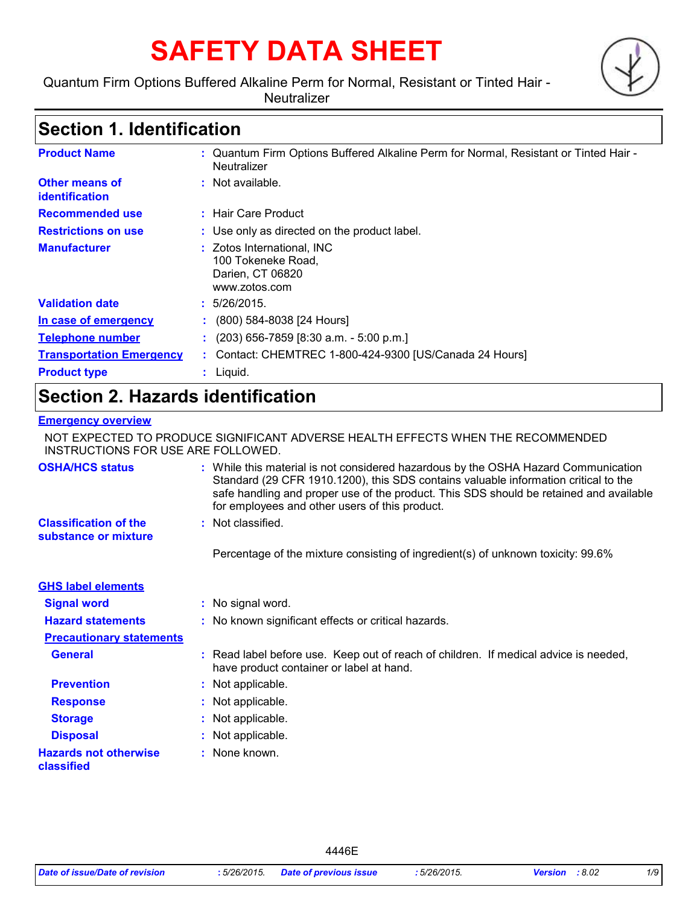# SAFETY DATA SHEET

Quantum Firm Options Buffered Alkaline Perm for Normal, Resistant or Tinted Hair - Neutralizer

## Section 1. Identification

| | |
|---|---|
| **Product Name** | : Quantum Firm Options Buffered Alkaline Perm for Normal, Resistant or Tinted Hair - Neutralizer |
| **Other means of identification** | : Not available. |
| **Recommended use** | : Hair Care Product |
| **Restrictions on use** | : Use only as directed on the product label. |
| **Manufacturer** | : Zotos International, INC<br>100 Tokeneke Road,<br>Darien, CT 06820<br>www.zotos.com |
| **Validation date** | : 5/26/2015. |
| **In case of emergency** | : (800) 584-8038 [24 Hours] |
| **Telephone number** | : (203) 656-7859 [8:30 a.m. - 5:00 p.m.] |
| **Transportation Emergency** | : Contact: CHEMTREC 1-800-424-9300 [US/Canada 24 Hours] |
| **Product type** | : Liquid. |

## Section 2. Hazards identification

**Emergency overview**

NOT EXPECTED TO PRODUCE SIGNIFICANT ADVERSE HEALTH EFFECTS WHEN THE RECOMMENDED INSTRUCTIONS FOR USE ARE FOLLOWED.

| | |
|---|---|
| **OSHA/HCS status** | : While this material is not considered hazardous by the OSHA Hazard Communication Standard (29 CFR 1910.1200), this SDS contains valuable information critical to the safe handling and proper use of the product. This SDS should be retained and available for employees and other users of this product. |
| **Classification of the substance or mixture** | : Not classified. |
| | Percentage of the mixture consisting of ingredient(s) of unknown toxicity: 99.6% |

**GHS label elements**

| | |
|---|---|
| **Signal word** | : No signal word. |
| **Hazard statements** | : No known significant effects or critical hazards. |
| **Precautionary statements** | |
| **General** | : Read label before use. Keep out of reach of children. If medical advice is needed, have product container or label at hand. |
| **Prevention** | : Not applicable. |
| **Response** | : Not applicable. |
| **Storage** | : Not applicable. |
| **Disposal** | : Not applicable. |
| **Hazards not otherwise classified** | : None known. |

4446E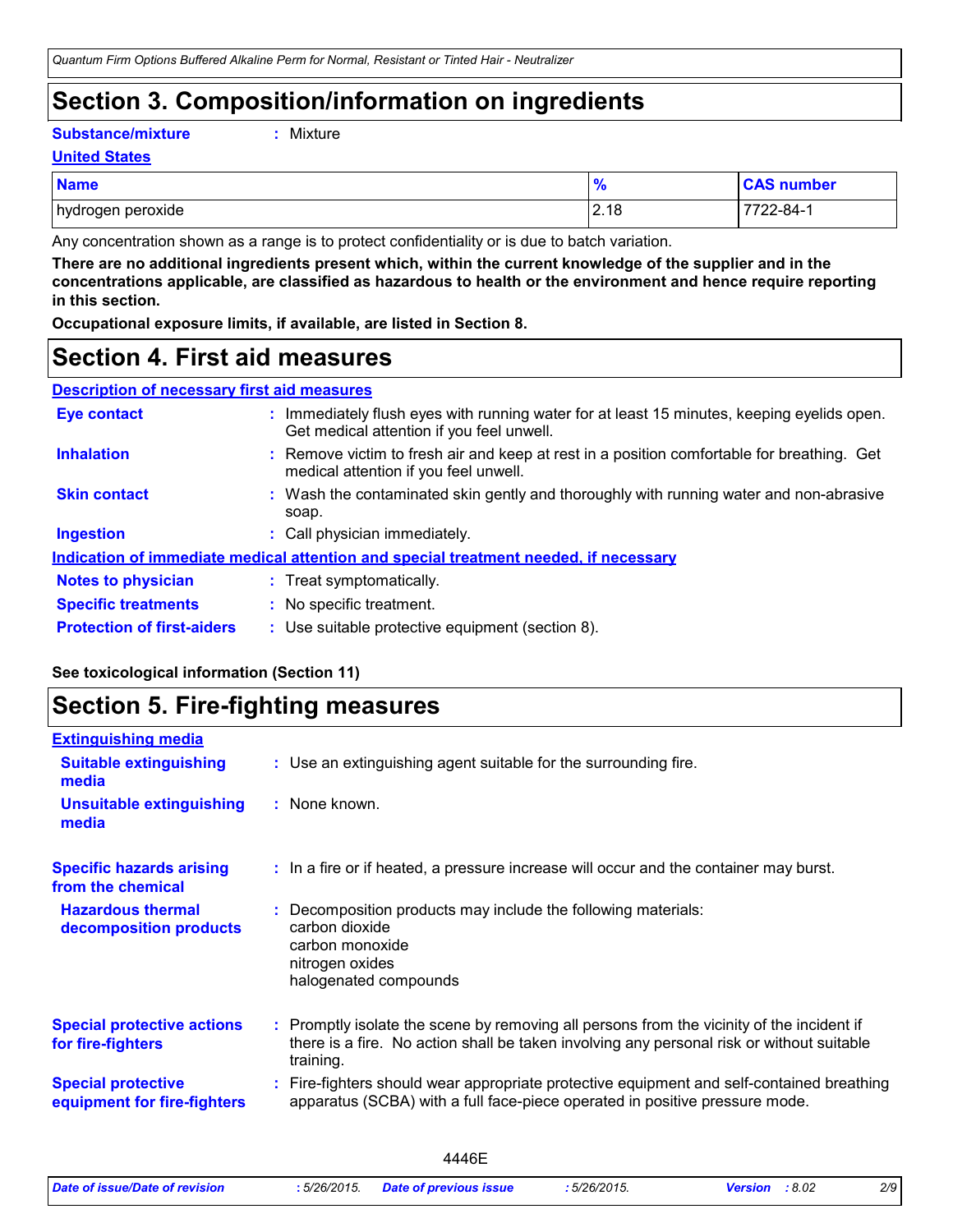# Section 3. Composition/information on ingredients

**Substance/mixture** : Mixture

**United States**

| Name | % | CAS number |
|---|---|---|
| hydrogen peroxide | 2.18 | 7722-84-1 |

Any concentration shown as a range is to protect confidentiality or is due to batch variation.

**There are no additional ingredients present which, within the current knowledge of the supplier and in the concentrations applicable, are classified as hazardous to health or the environment and hence require reporting in this section.**

**Occupational exposure limits, if available, are listed in Section 8.**

# Section 4. First aid measures

**Description of necessary first aid measures**

**Eye contact** : Immediately flush eyes with running water for at least 15 minutes, keeping eyelids open. Get medical attention if you feel unwell.

**Inhalation** : Remove victim to fresh air and keep at rest in a position comfortable for breathing. Get medical attention if you feel unwell.

**Skin contact** : Wash the contaminated skin gently and thoroughly with running water and non-abrasive soap.

**Ingestion** : Call physician immediately.

**Indication of immediate medical attention and special treatment needed, if necessary**

**Notes to physician** : Treat symptomatically.

**Specific treatments** : No specific treatment.

**Protection of first-aiders** : Use suitable protective equipment (section 8).

**See toxicological information (Section 11)**

# Section 5. Fire-fighting measures

**Extinguishing media**

**Suitable extinguishing media** : Use an extinguishing agent suitable for the surrounding fire.

**Unsuitable extinguishing media** : None known.

**Specific hazards arising from the chemical** : In a fire or if heated, a pressure increase will occur and the container may burst.

**Hazardous thermal decomposition products** : Decomposition products may include the following materials:
carbon dioxide
carbon monoxide
nitrogen oxides
halogenated compounds

**Special protective actions for fire-fighters** : Promptly isolate the scene by removing all persons from the vicinity of the incident if there is a fire. No action shall be taken involving any personal risk or without suitable training.

**Special protective equipment for fire-fighters** : Fire-fighters should wear appropriate protective equipment and self-contained breathing apparatus (SCBA) with a full face-piece operated in positive pressure mode.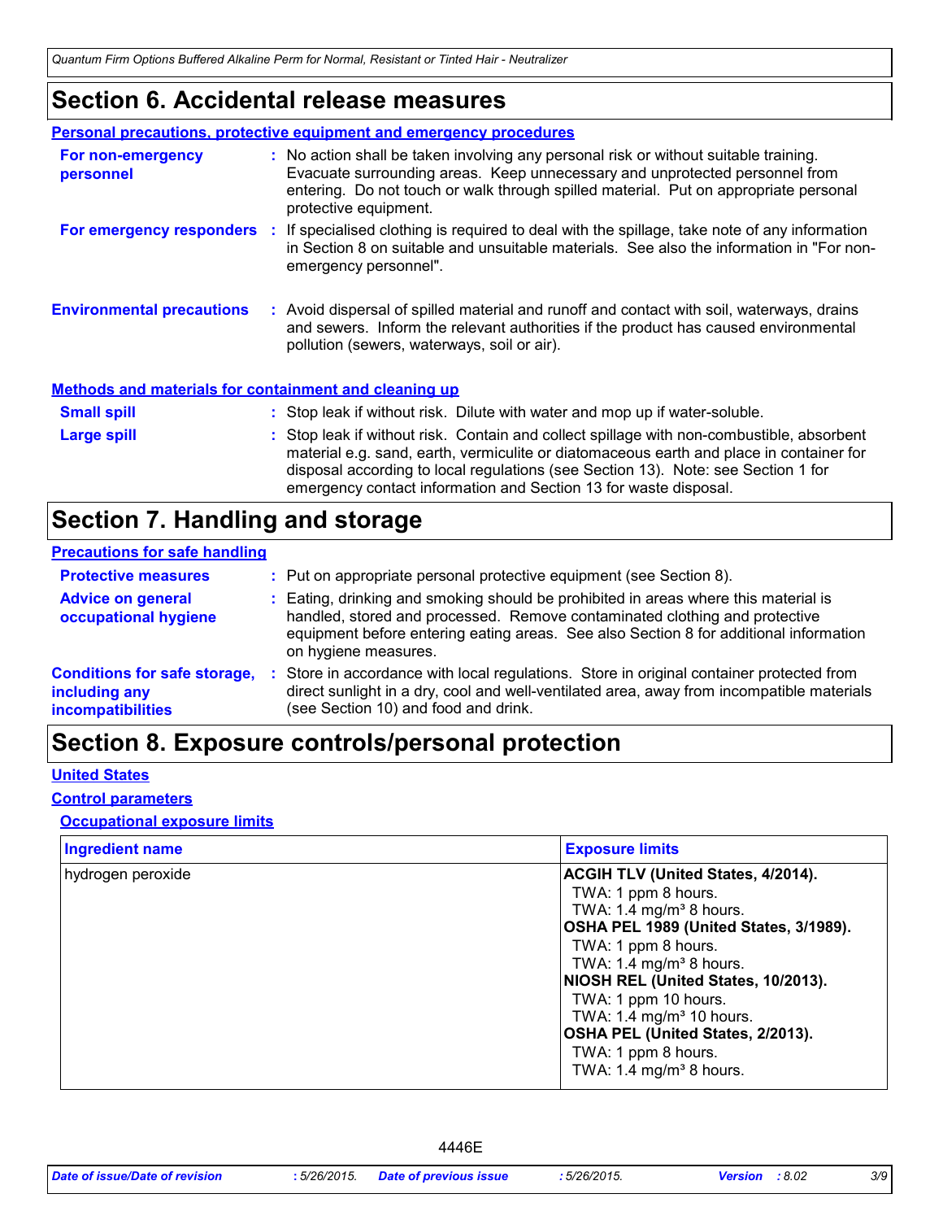# Section 6. Accidental release measures

**Personal precautions, protective equipment and emergency procedures**

**For non-emergency personnel** : No action shall be taken involving any personal risk or without suitable training. Evacuate surrounding areas. Keep unnecessary and unprotected personnel from entering. Do not touch or walk through spilled material. Put on appropriate personal protective equipment.

**For emergency responders** : If specialised clothing is required to deal with the spillage, take note of any information in Section 8 on suitable and unsuitable materials. See also the information in "For non-emergency personnel".

**Environmental precautions** : Avoid dispersal of spilled material and runoff and contact with soil, waterways, drains and sewers. Inform the relevant authorities if the product has caused environmental pollution (sewers, waterways, soil or air).

**Methods and materials for containment and cleaning up**

**Small spill** : Stop leak if without risk. Dilute with water and mop up if water-soluble.

**Large spill** : Stop leak if without risk. Contain and collect spillage with non-combustible, absorbent material e.g. sand, earth, vermiculite or diatomaceous earth and place in container for disposal according to local regulations (see Section 13). Note: see Section 1 for emergency contact information and Section 13 for waste disposal.

# Section 7. Handling and storage

**Precautions for safe handling**

**Protective measures** : Put on appropriate personal protective equipment (see Section 8).

**Advice on general occupational hygiene** : Eating, drinking and smoking should be prohibited in areas where this material is handled, stored and processed. Remove contaminated clothing and protective equipment before entering eating areas. See also Section 8 for additional information on hygiene measures.

**Conditions for safe storage, including any incompatibilities** : Store in accordance with local regulations. Store in original container protected from direct sunlight in a dry, cool and well-ventilated area, away from incompatible materials (see Section 10) and food and drink.

# Section 8. Exposure controls/personal protection

**United States**

**Control parameters**

**Occupational exposure limits**

| Ingredient name | Exposure limits |
|---|---|
| hydrogen peroxide | **ACGIH TLV (United States, 4/2014).**<br>TWA: 1 ppm 8 hours.<br>TWA: 1.4 mg/m³ 8 hours.<br>**OSHA PEL 1989 (United States, 3/1989).**<br>TWA: 1 ppm 8 hours.<br>TWA: 1.4 mg/m³ 8 hours.<br>**NIOSH REL (United States, 10/2013).**<br>TWA: 1 ppm 10 hours.<br>TWA: 1.4 mg/m³ 10 hours.<br>**OSHA PEL (United States, 2/2013).**<br>TWA: 1 ppm 8 hours.<br>TWA: 1.4 mg/m³ 8 hours. |

4446E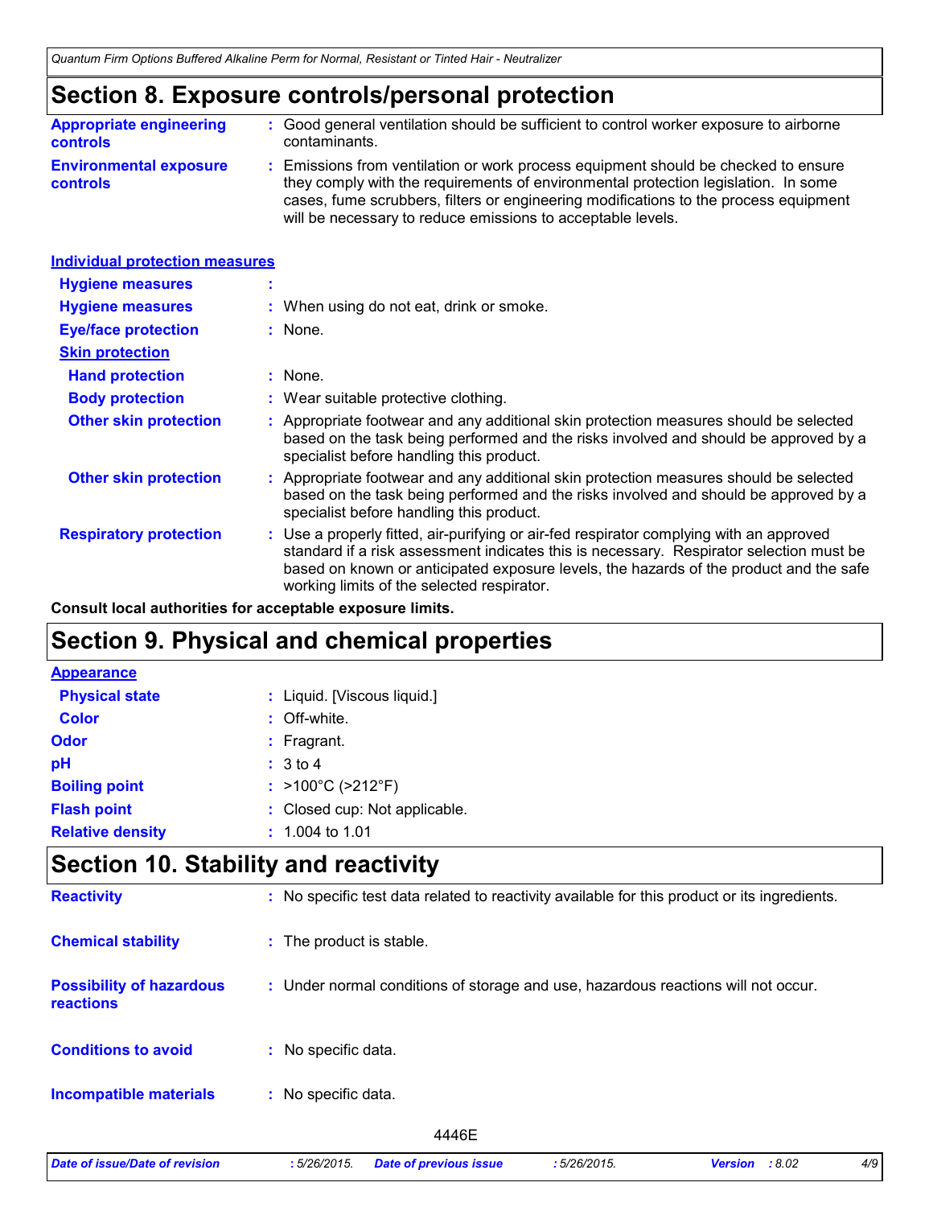## Section 8. Exposure controls/personal protection

**Appropriate engineering controls** : Good general ventilation should be sufficient to control worker exposure to airborne contaminants.

**Environmental exposure controls** : Emissions from ventilation or work process equipment should be checked to ensure they comply with the requirements of environmental protection legislation. In some cases, fume scrubbers, filters or engineering modifications to the process equipment will be necessary to reduce emissions to acceptable levels.

### Individual protection measures

**Hygiene measures** :

**Hygiene measures** : When using do not eat, drink or smoke.

**Eye/face protection** : None.

**Skin protection**

**Hand protection** : None.

**Body protection** : Wear suitable protective clothing.

**Other skin protection** : Appropriate footwear and any additional skin protection measures should be selected based on the task being performed and the risks involved and should be approved by a specialist before handling this product.

**Other skin protection** : Appropriate footwear and any additional skin protection measures should be selected based on the task being performed and the risks involved and should be approved by a specialist before handling this product.

**Respiratory protection** : Use a properly fitted, air-purifying or air-fed respirator complying with an approved standard if a risk assessment indicates this is necessary. Respirator selection must be based on known or anticipated exposure levels, the hazards of the product and the safe working limits of the selected respirator.

**Consult local authorities for acceptable exposure limits.**

## Section 9. Physical and chemical properties

**Appearance**

**Physical state** : Liquid. [Viscous liquid.]

**Color** : Off-white.

**Odor** : Fragrant.

**pH** : 3 to 4

**Boiling point** : >100°C (>212°F)

**Flash point** : Closed cup: Not applicable.

**Relative density** : 1.004 to 1.01

## Section 10. Stability and reactivity

**Reactivity** : No specific test data related to reactivity available for this product or its ingredients.

**Chemical stability** : The product is stable.

**Possibility of hazardous reactions** : Under normal conditions of storage and use, hazardous reactions will not occur.

**Conditions to avoid** : No specific data.

**Incompatible materials** : No specific data.

4446E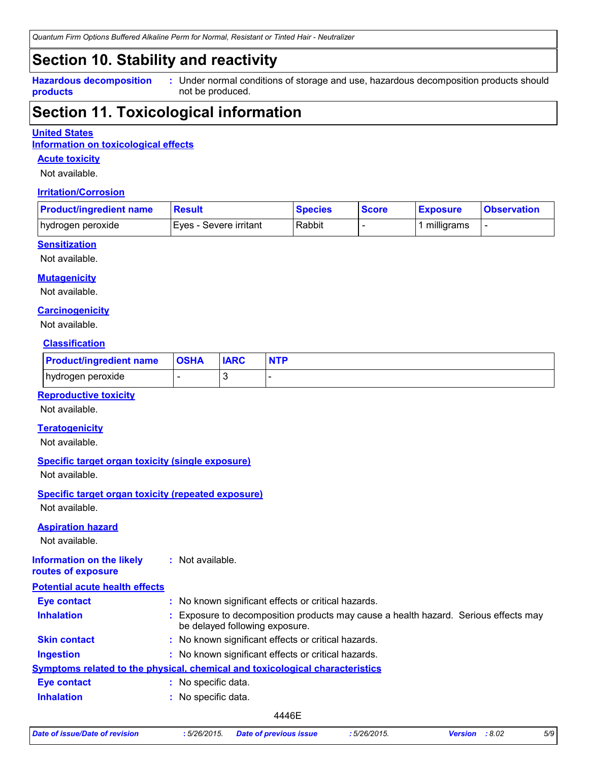# Section 10. Stability and reactivity

**Hazardous decomposition products** : Under normal conditions of storage and use, hazardous decomposition products should not be produced.

# Section 11. Toxicological information

**United States**

**Information on toxicological effects**

### Acute toxicity

Not available.

### Irritation/Corrosion

| Product/ingredient name | Result | Species | Score | Exposure | Observation |
|---|---|---|---|---|---|
| hydrogen peroxide | Eyes - Severe irritant | Rabbit | - | 1 milligrams | - |

### Sensitization

Not available.

### Mutagenicity

Not available.

### Carcinogenicity

Not available.

#### Classification

| Product/ingredient name | OSHA | IARC | NTP |
|---|---|---|---|
| hydrogen peroxide | - | 3 | - |

### Reproductive toxicity

Not available.

### Teratogenicity

Not available.

### Specific target organ toxicity (single exposure)

Not available.

### Specific target organ toxicity (repeated exposure)

Not available.

### Aspiration hazard

Not available.

**Information on the likely routes of exposure** : Not available.

**Potential acute health effects**

**Eye contact** : No known significant effects or critical hazards.

**Inhalation** : Exposure to decomposition products may cause a health hazard. Serious effects may be delayed following exposure.

**Skin contact** : No known significant effects or critical hazards.

**Ingestion** : No known significant effects or critical hazards.

**Symptoms related to the physical, chemical and toxicological characteristics**

**Eye contact** : No specific data.

**Inhalation** : No specific data.

4446E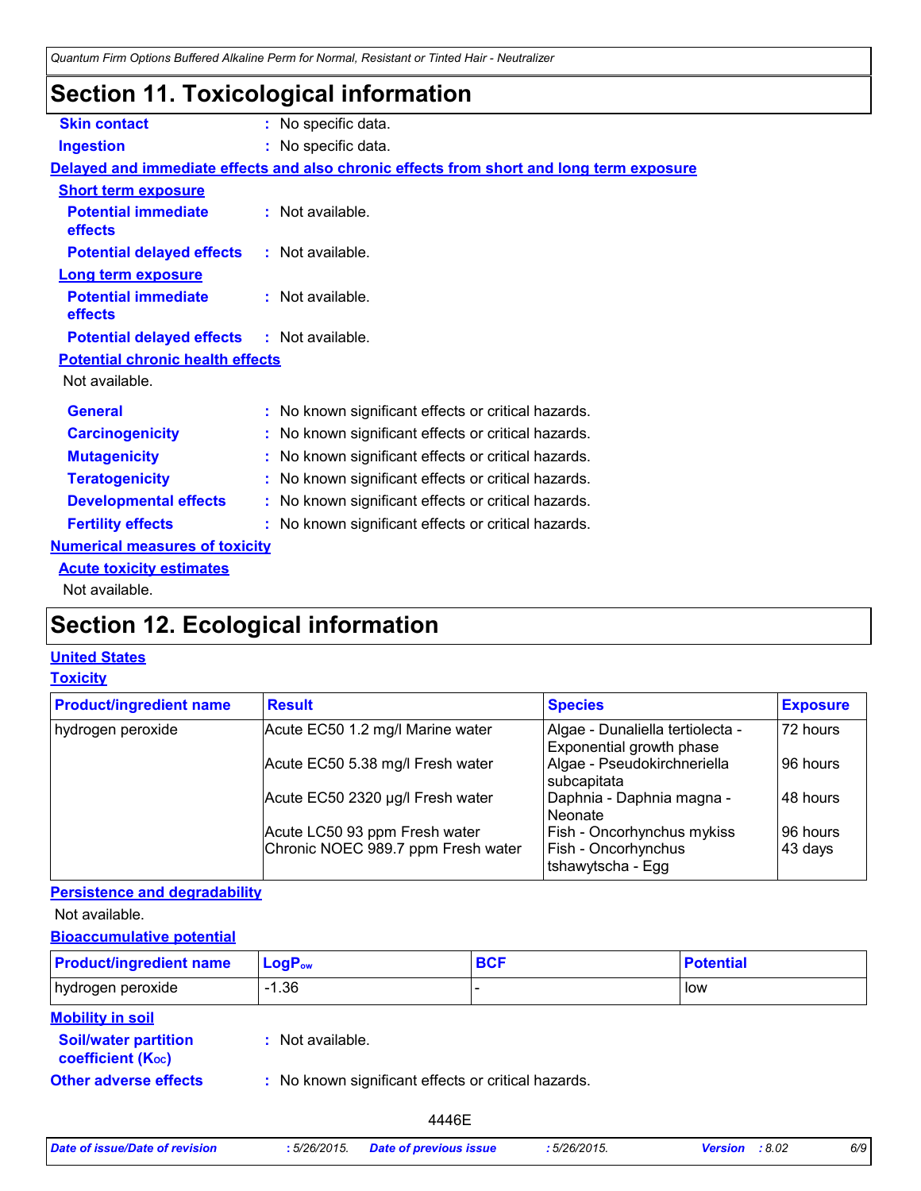# Section 11. Toxicological information

**Skin contact** : No specific data.

**Ingestion** : No specific data.

**Delayed and immediate effects and also chronic effects from short and long term exposure**

**Short term exposure**

**Potential immediate effects** : Not available.

**Potential delayed effects** : Not available.

**Long term exposure**

**Potential immediate effects** : Not available.

**Potential delayed effects** : Not available.

**Potential chronic health effects**

Not available.

**General** : No known significant effects or critical hazards.

**Carcinogenicity** : No known significant effects or critical hazards.

**Mutagenicity** : No known significant effects or critical hazards.

**Teratogenicity** : No known significant effects or critical hazards.

**Developmental effects** : No known significant effects or critical hazards.

**Fertility effects** : No known significant effects or critical hazards.

**Numerical measures of toxicity**

**Acute toxicity estimates**

Not available.

# Section 12. Ecological information

**United States**

**Toxicity**

| Product/ingredient name | Result | Species | Exposure |
|---|---|---|---|
| hydrogen peroxide | Acute EC50 1.2 mg/l Marine water | Algae - Dunaliella tertiolecta - Exponential growth phase | 72 hours |
| | Acute EC50 5.38 mg/l Fresh water | Algae - Pseudokirchneriella subcapitata | 96 hours |
| | Acute EC50 2320 µg/l Fresh water | Daphnia - Daphnia magna - Neonate | 48 hours |
| | Acute LC50 93 ppm Fresh water | Fish - Oncorhynchus mykiss | 96 hours |
| | Chronic NOEC 989.7 ppm Fresh water | Fish - Oncorhynchus tshawytscha - Egg | 43 days |

**Persistence and degradability**

Not available.

**Bioaccumulative potential**

| Product/ingredient name | $LogP_{ow}$ | BCF | Potential |
|---|---|---|---|
| hydrogen peroxide | -1.36 | - | low |

**Mobility in soil**

**Soil/water partition coefficient ($K_{OC}$)** : Not available.

**Other adverse effects** : No known significant effects or critical hazards.

4446E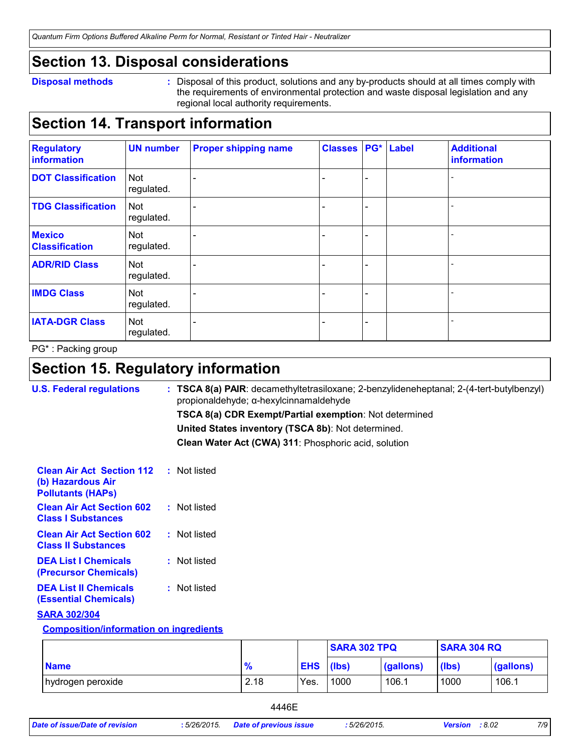## Section 13. Disposal considerations

**Disposal methods** : Disposal of this product, solutions and any by-products should at all times comply with the requirements of environmental protection and waste disposal legislation and any regional local authority requirements.

## Section 14. Transport information

| Regulatory information | UN number | Proper shipping name | Classes | PG* | Label | Additional information |
|---|---|---|---|---|---|---|
| **DOT Classification** | Not regulated. | - | - | - | | - |
| **TDG Classification** | Not regulated. | - | - | - | | - |
| **Mexico Classification** | Not regulated. | - | - | - | | - |
| **ADR/RID Class** | Not regulated. | - | - | - | | - |
| **IMDG Class** | Not regulated. | - | - | - | | - |
| **IATA-DGR Class** | Not regulated. | - | - | - | | - |

PG* : Packing group

## Section 15. Regulatory information

**U.S. Federal regulations** : **TSCA 8(a) PAIR**: decamethyltetrasiloxane; 2-benzylideneheptanal; 2-(4-tert-butylbenzyl) propionaldehyde; α-hexylcinnamaldehyde

**TSCA 8(a) CDR Exempt/Partial exemption**: Not determined

**United States inventory (TSCA 8b)**: Not determined.

**Clean Water Act (CWA) 311**: Phosphoric acid, solution

**Clean Air Act Section 112 (b) Hazardous Air Pollutants (HAPs)** : Not listed

**Clean Air Act Section 602 Class I Substances** : Not listed

**Clean Air Act Section 602 Class II Substances** : Not listed

**DEA List I Chemicals (Precursor Chemicals)** : Not listed

**DEA List II Chemicals (Essential Chemicals)** : Not listed

**SARA 302/304**

**Composition/information on ingredients**

| | | | SARA 302 TPQ | | SARA 304 RQ | |
|---|---|---|---|---|---|---|
| **Name** | **%** | **EHS** | **(lbs)** | **(gallons)** | **(lbs)** | **(gallons)** |
| hydrogen peroxide | 2.18 | Yes. | 1000 | 106.1 | 1000 | 106.1 |

4446E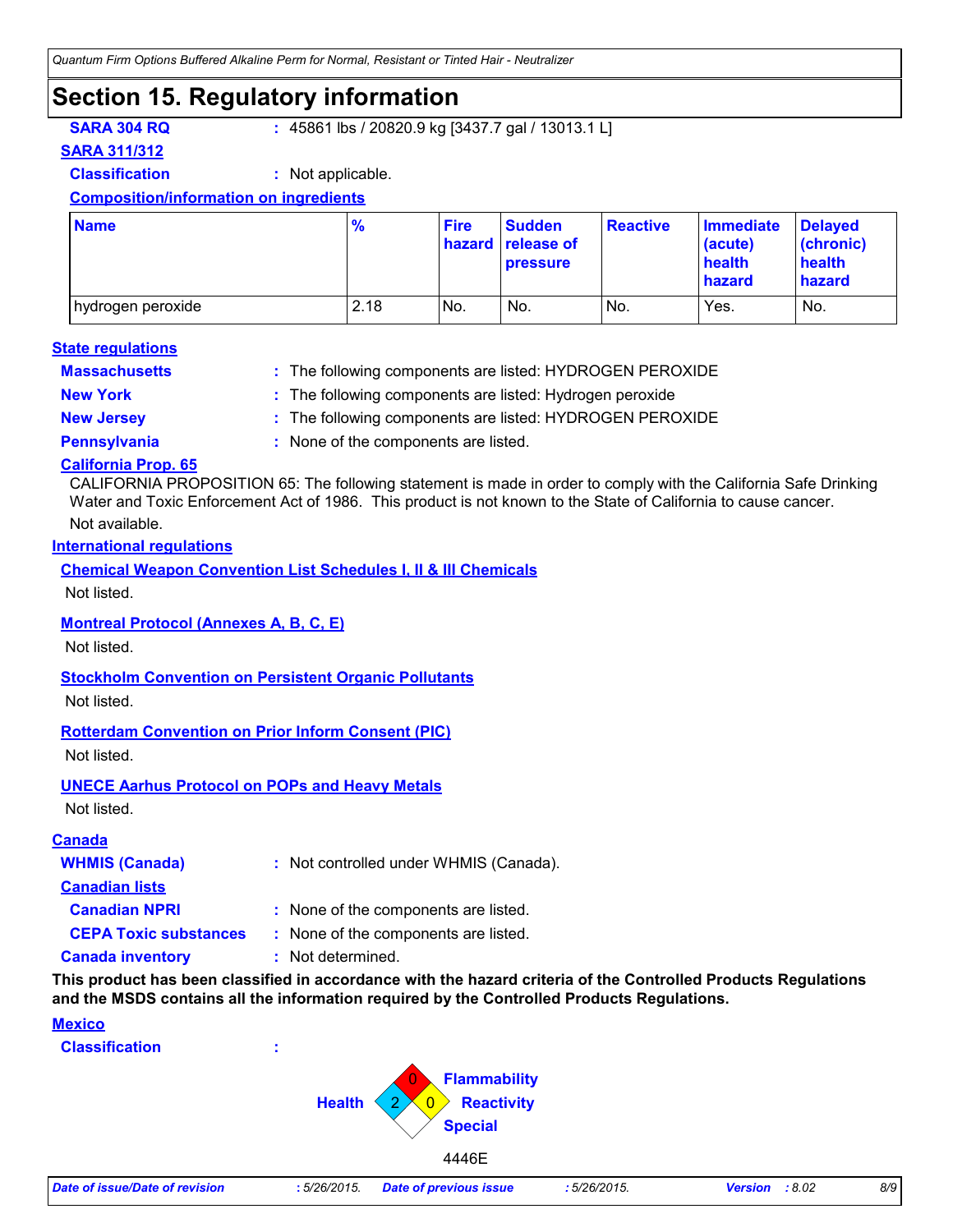# Section 15. Regulatory information

**SARA 304 RQ** : 45861 lbs / 20820.9 kg [3437.7 gal / 13013.1 L]

**SARA 311/312**

**Classification** : Not applicable.

**Composition/information on ingredients**

| Name | % | Fire hazard | Sudden release of pressure | Reactive | Immediate (acute) health hazard | Delayed (chronic) health hazard |
|---|---|---|---|---|---|---|
| hydrogen peroxide | 2.18 | No. | No. | No. | Yes. | No. |

**State regulations**

**Massachusetts** : The following components are listed: HYDROGEN PEROXIDE

**New York** : The following components are listed: Hydrogen peroxide

**New Jersey** : The following components are listed: HYDROGEN PEROXIDE

**Pennsylvania** : None of the components are listed.

**California Prop. 65**

CALIFORNIA PROPOSITION 65: The following statement is made in order to comply with the California Safe Drinking Water and Toxic Enforcement Act of 1986. This product is not known to the State of California to cause cancer.

Not available.

**International regulations**

**Chemical Weapon Convention List Schedules I, II & III Chemicals**

Not listed.

**Montreal Protocol (Annexes A, B, C, E)**

Not listed.

**Stockholm Convention on Persistent Organic Pollutants**

Not listed.

**Rotterdam Convention on Prior Inform Consent (PIC)**

Not listed.

**UNECE Aarhus Protocol on POPs and Heavy Metals**

Not listed.

**Canada**

**WHMIS (Canada)** : Not controlled under WHMIS (Canada).

**Canadian lists**

**Canadian NPRI** : None of the components are listed.

**CEPA Toxic substances** : None of the components are listed.

**Canada inventory** : Not determined.

**This product has been classified in accordance with the hazard criteria of the Controlled Products Regulations and the MSDS contains all the information required by the Controlled Products Regulations.**

**Mexico**

**Classification** :

Health: 2
Flammability: 0
Reactivity: 0
Special:

4446E

*Date of issue/Date of revision* : 5/26/2015. *Date of previous issue* : 5/26/2015. *Version* : 8.02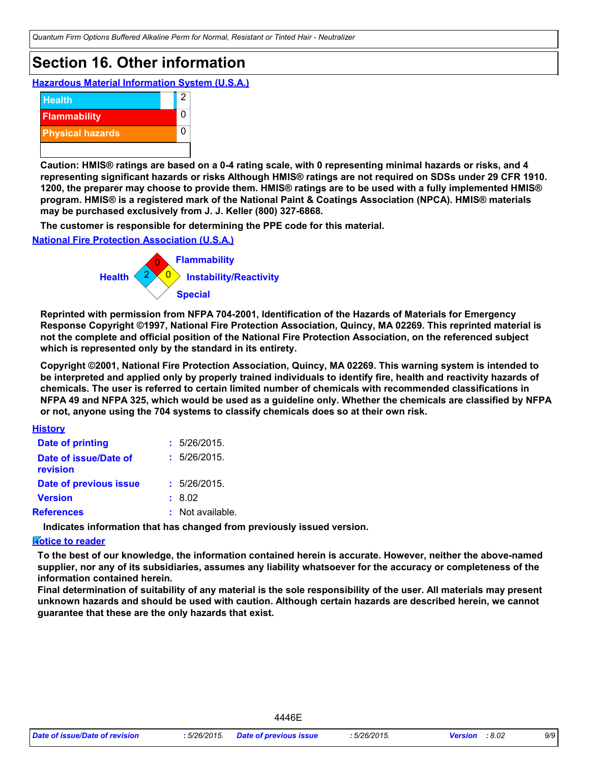## Section 16. Other information

**Hazardous Material Information System (U.S.A.)**

| | |
|---|---|
| Health | 2 |
| Flammability | 0 |
| Physical hazards | 0 |

**Caution: HMIS® ratings are based on a 0-4 rating scale, with 0 representing minimal hazards or risks, and 4 representing significant hazards or risks Although HMIS® ratings are not required on SDSs under 29 CFR 1910. 1200, the preparer may choose to provide them. HMIS® ratings are to be used with a fully implemented HMIS® program. HMIS® is a registered mark of the National Paint & Coatings Association (NPCA). HMIS® materials may be purchased exclusively from J. J. Keller (800) 327-6868.**

**The customer is responsible for determining the PPE code for this material.**

**National Fire Protection Association (U.S.A.)**

Flammability: 0
Health: 2
Instability/Reactivity: 0
Special

**Reprinted with permission from NFPA 704-2001, Identification of the Hazards of Materials for Emergency Response Copyright ©1997, National Fire Protection Association, Quincy, MA 02269. This reprinted material is not the complete and official position of the National Fire Protection Association, on the referenced subject which is represented only by the standard in its entirety.**

**Copyright ©2001, National Fire Protection Association, Quincy, MA 02269. This warning system is intended to be interpreted and applied only by properly trained individuals to identify fire, health and reactivity hazards of chemicals. The user is referred to certain limited number of chemicals with recommended classifications in NFPA 49 and NFPA 325, which would be used as a guideline only. Whether the chemicals are classified by NFPA or not, anyone using the 704 systems to classify chemicals does so at their own risk.**

**History**

| | |
|---|---|
| Date of printing | : 5/26/2015. |
| Date of issue/Date of revision | : 5/26/2015. |
| Date of previous issue | : 5/26/2015. |
| Version | : 8.02 |
| References | : Not available. |

**Indicates information that has changed from previously issued version.**

**Notice to reader**

**To the best of our knowledge, the information contained herein is accurate. However, neither the above-named supplier, nor any of its subsidiaries, assumes any liability whatsoever for the accuracy or completeness of the information contained herein.**
**Final determination of suitability of any material is the sole responsibility of the user. All materials may present unknown hazards and should be used with caution. Although certain hazards are described herein, we cannot guarantee that these are the only hazards that exist.**

4446E